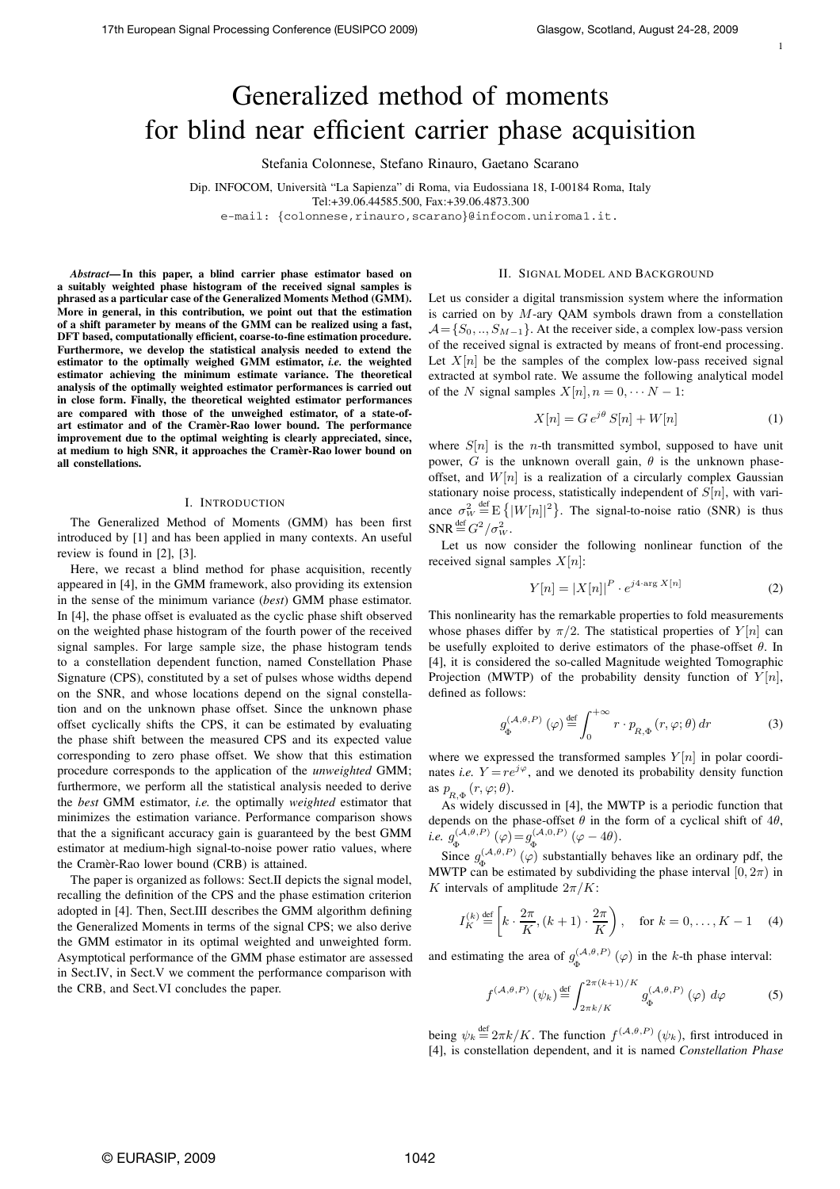# Generalized method of moments for blind near efficient carrier phase acquisition

Stefania Colonnese, Stefano Rinauro, Gaetano Scarano

Dip. INFOCOM, Università "La Sapienza" di Roma, via Eudossiana 18, I-00184 Roma, Italy
Tel:+39.06.44585.500, Fax:+39.06.4873.300
e-mail: {colonnese,rinauro,scarano}@infocom.uniroma1.it.

***Abstract*— In this paper, a blind carrier phase estimator based on a suitably weighted phase histogram of the received signal samples is phrased as a particular case of the Generalized Moments Method (GMM). More in general, in this contribution, we point out that the estimation of a shift parameter by means of the GMM can be realized using a fast, DFT based, computationally efficient, coarse-to-fine estimation procedure. Furthermore, we develop the statistical analysis needed to extend the estimator to the optimally weighed GMM estimator, *i.e.* the weighted estimator achieving the minimum estimate variance. The theoretical analysis of the optimally weighted estimator performances is carried out in close form. Finally, the theoretical weighted estimator performances are compared with those of the unweighted estimator, of a state-of-art estimator and of the Cramèr-Rao lower bound. The performance improvement due to the optimal weighting is clearly appreciated, since, at medium to high SNR, it approaches the Cramèr-Rao lower bound on all constellations.**

## I. Introduction

The Generalized Method of Moments (GMM) has been first introduced by [1] and has been applied in many contexts. An useful review is found in [2], [3].

Here, we recast a blind method for phase acquisition, recently appeared in [4], in the GMM framework, also providing its extension in the sense of the minimum variance (*best*) GMM phase estimator. In [4], the phase offset is evaluated as the cyclic phase shift observed on the weighted phase histogram of the fourth power of the received signal samples. For large sample size, the phase histogram tends to a constellation dependent function, named Constellation Phase Signature (CPS), constituted by a set of pulses whose widths depend on the SNR, and whose locations depend on the signal constellation and on the unknown phase offset. Since the unknown phase offset cyclically shifts the CPS, it can be estimated by evaluating the phase shift between the measured CPS and its expected value corresponding to zero phase offset. We show that this estimation procedure corresponds to the application of the *unweighted* GMM; furthermore, we perform all the statistical analysis needed to derive the *best* GMM estimator, *i.e.* the optimally *weighted* estimator that minimizes the estimation variance. Performance comparison shows that the a significant accuracy gain is guaranteed by the best GMM estimator at medium-high signal-to-noise power ratio values, where the Cramèr-Rao lower bound (CRB) is attained.

The paper is organized as follows: Sect.II depicts the signal model, recalling the definition of the CPS and the phase estimation criterion adopted in [4]. Then, Sect.III describes the GMM algorithm defining the Generalized Moments in terms of the signal CPS; we also derive the GMM estimator in its optimal weighted and unweighted form. Asymptotical performance of the GMM phase estimator are assessed in Sect.IV, in Sect.V we comment the performance comparison with the CRB, and Sect.VI concludes the paper.

## II. Signal Model and Background

Let us consider a digital transmission system where the information is carried on by $M$-ary QAM symbols drawn from a constellation $\mathcal{A}=\{S_0,..,S_{M-1}\}$. At the receiver side, a complex low-pass version of the received signal is extracted by means of front-end processing. Let $X[n]$ be the samples of the complex low-pass received signal extracted at symbol rate. We assume the following analytical model of the $N$ signal samples $X[n], n=0,\cdots N-1$:

$$X[n] = G\, e^{j\theta}\, S[n] + W[n] \tag{1}$$

where $S[n]$ is the $n$-th transmitted symbol, supposed to have unit power, $G$ is the unknown overall gain, $\theta$ is the unknown phase-offset, and $W[n]$ is a realization of a circularly complex Gaussian stationary noise process, statistically independent of $S[n]$, with variance $\sigma_W^2 \stackrel{\text{def}}{=} \mathrm{E}\left\{|W[n]|^2\right\}$. The signal-to-noise ratio (SNR) is thus $\mathrm{SNR} \stackrel{\text{def}}{=} G^2/\sigma_W^2$.

Let us now consider the following nonlinear function of the received signal samples $X[n]$:

$$Y[n] = |X[n]|^P \cdot e^{j4 \cdot \arg X[n]} \tag{2}$$

This nonlinearity has the remarkable properties to fold measurements whose phases differ by $\pi/2$. The statistical properties of $Y[n]$ can be usefully exploited to derive estimators of the phase-offset $\theta$. In [4], it is considered the so-called Magnitude weighted Tomographic Projection (MWTP) of the probability density function of $Y[n]$, defined as follows:

$$g_{\Phi}^{(\mathcal{A},\theta,P)}(\varphi) \stackrel{\text{def}}{=} \int_0^{+\infty} r \cdot p_{R,\Phi}(r,\varphi;\theta)\, dr \tag{3}$$

where we expressed the transformed samples $Y[n]$ in polar coordinates *i.e.* $Y = re^{j\varphi}$, and we denoted its probability density function as $p_{R,\Phi}(r,\varphi;\theta)$.

As widely discussed in [4], the MWTP is a periodic function that depends on the phase-offset $\theta$ in the form of a cyclical shift of $4\theta$, *i.e.* $g_{\Phi}^{(\mathcal{A},\theta,P)}(\varphi) = g_{\Phi}^{(\mathcal{A},0,P)}(\varphi - 4\theta)$.

Since $g_{\Phi}^{(\mathcal{A},\theta,P)}(\varphi)$ substantially behaves like an ordinary pdf, the MWTP can be estimated by subdividing the phase interval $[0,2\pi)$ in $K$ intervals of amplitude $2\pi/K$:

$$I_K^{(k)} \stackrel{\text{def}}{=} \left[k \cdot \frac{2\pi}{K}, (k+1) \cdot \frac{2\pi}{K}\right), \quad \text{for } k=0,\ldots,K-1 \tag{4}$$

and estimating the area of $g_{\Phi}^{(\mathcal{A},\theta,P)}(\varphi)$ in the $k$-th phase interval:

$$f^{(\mathcal{A},\theta,P)}(\psi_k) \stackrel{\text{def}}{=} \int_{2\pi k/K}^{2\pi(k+1)/K} g_{\Phi}^{(\mathcal{A},\theta,P)}(\varphi)\, d\varphi \tag{5}$$

being $\psi_k \stackrel{\text{def}}{=} 2\pi k/K$. The function $f^{(\mathcal{A},\theta,P)}(\psi_k)$, first introduced in [4], is constellation dependent, and it is named *Constellation Phase*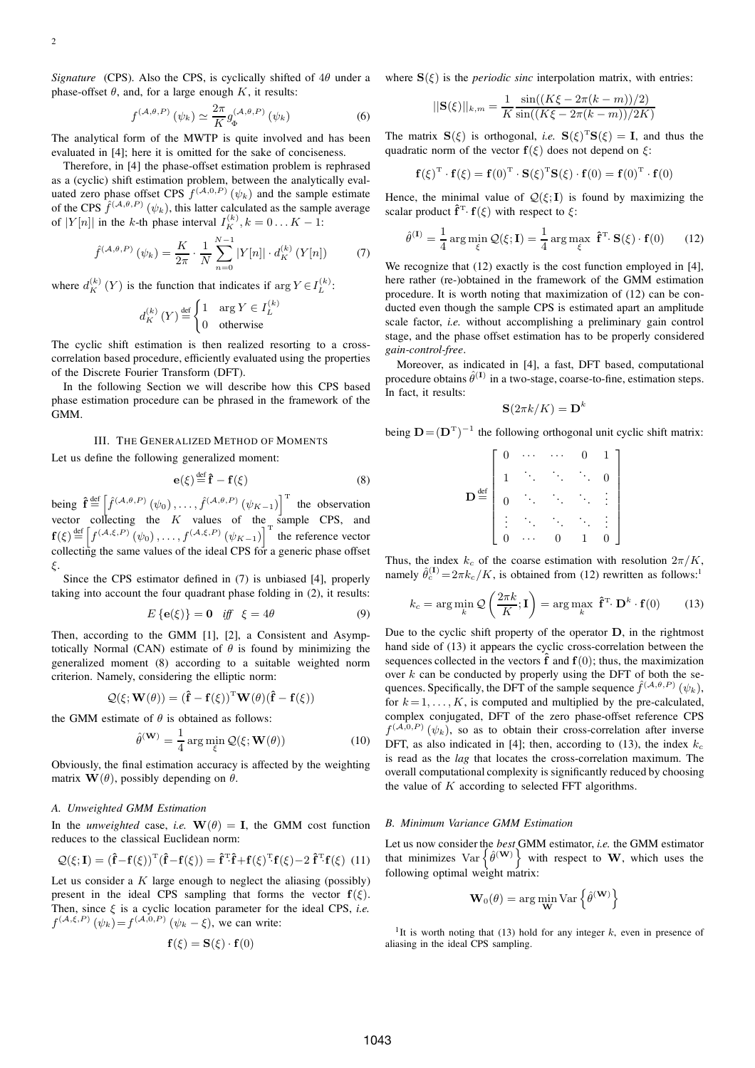*Signature* (CPS). Also the CPS, is cyclically shifted of $4\theta$ under a phase-offset $\theta$, and, for a large enough $K$, it results:

$$f^{(\mathcal{A},\theta,P)}(\psi_k) \simeq \frac{2\pi}{K} g_{\Phi}^{(\mathcal{A},\theta,P)}(\psi_k) \tag{6}$$

The analytical form of the MWTP is quite involved and has been evaluated in [4]; here it is omitted for the sake of conciseness.

Therefore, in [4] the phase-offset estimation problem is rephrased as a (cyclic) shift estimation problem, between the analytically evaluated zero phase offset CPS $f^{(\mathcal{A},0,P)}(\psi_k)$ and the sample estimate of the CPS $\hat{f}^{(\mathcal{A},\theta,P)}(\psi_k)$, this latter calculated as the sample average of $|Y[n]|$ in the $k$-th phase interval $I_K^{(k)}, k=0\ldots K-1$:

$$\hat{f}^{(\mathcal{A},\theta,P)}(\psi_k) = \frac{K}{2\pi}\cdot\frac{1}{N}\sum_{n=0}^{N-1}|Y[n]|\cdot d_K^{(k)}(Y[n]) \tag{7}$$

where $d_K^{(k)}(Y)$ is the function that indicates if $\arg Y \in I_L^{(k)}$:

$$d_K^{(k)}(Y) \stackrel{\text{def}}{=} \begin{cases} 1 & \arg Y \in I_L^{(k)} \\ 0 & \text{otherwise} \end{cases}$$

The cyclic shift estimation is then realized resorting to a cross-correlation based procedure, efficiently evaluated using the properties of the Discrete Fourier Transform (DFT).

In the following Section we will describe how this CPS based phase estimation procedure can be phrased in the framework of the GMM.

## III. The Generalized Method of Moments

Let us define the following generalized moment:

$$\mathbf{e}(\xi) \stackrel{\text{def}}{=} \hat{\mathbf{f}} - \mathbf{f}(\xi) \tag{8}$$

being $\hat{\mathbf{f}} \stackrel{\text{def}}{=} \left[\hat{f}^{(\mathcal{A},\theta,P)}(\psi_0),\ldots,\hat{f}^{(\mathcal{A},\theta,P)}(\psi_{K-1})\right]^{\mathrm{T}}$ the observation vector collecting the $K$ values of the sample CPS, and $\mathbf{f}(\xi) \stackrel{\text{def}}{=} \left[f^{(\mathcal{A},\xi,P)}(\psi_0),\ldots,f^{(\mathcal{A},\xi,P)}(\psi_{K-1})\right]^{\mathrm{T}}$ the reference vector collecting the same values of the ideal CPS for a generic phase offset $\xi$.

Since the CPS estimator defined in (7) is unbiased [4], properly taking into account the four quadrant phase folding in (2), it results:

$$E\{\mathbf{e}(\xi)\} = \mathbf{0} \quad \textit{iff} \quad \xi = 4\theta \tag{9}$$

Then, according to the GMM [1], [2], a Consistent and Asymptotically Normal (CAN) estimate of $\theta$ is found by minimizing the generalized moment (8) according to a suitable weighted norm criterion. Namely, considering the elliptic norm:

$$\mathcal{Q}(\xi;\mathbf{W}(\theta)) = (\hat{\mathbf{f}} - \mathbf{f}(\xi))^{\mathrm{T}}\mathbf{W}(\theta)(\hat{\mathbf{f}} - \mathbf{f}(\xi))$$

the GMM estimate of $\theta$ is obtained as follows:

$$\hat{\theta}^{(\mathbf{W})} = \frac{1}{4}\arg\min_{\xi}\mathcal{Q}(\xi;\mathbf{W}(\theta)) \tag{10}$$

Obviously, the final estimation accuracy is affected by the weighting matrix $\mathbf{W}(\theta)$, possibly depending on $\theta$.

### A. Unweighted GMM Estimation

In the *unweighted* case, *i.e.* $\mathbf{W}(\theta) = \mathbf{I}$, the GMM cost function reduces to the classical Euclidean norm:

$$\mathcal{Q}(\xi;\mathbf{I}) = (\hat{\mathbf{f}}-\mathbf{f}(\xi))^{\mathrm{T}}(\hat{\mathbf{f}}-\mathbf{f}(\xi)) = \hat{\mathbf{f}}^{\mathrm{T}}\hat{\mathbf{f}} + \mathbf{f}(\xi)^{\mathrm{T}}\mathbf{f}(\xi) - 2\,\hat{\mathbf{f}}^{\mathrm{T}}\mathbf{f}(\xi) \tag{11}$$

Let us consider a $K$ large enough to neglect the aliasing (possibly) present in the ideal CPS sampling that forms the vector $\mathbf{f}(\xi)$. Then, since $\xi$ is a cyclic location parameter for the ideal CPS, *i.e.* $f^{(\mathcal{A},\xi,P)}(\psi_k) = f^{(\mathcal{A},0,P)}(\psi_k - \xi)$, we can write:

$$\mathbf{f}(\xi) = \mathbf{S}(\xi)\cdot\mathbf{f}(0)$$

where $\mathbf{S}(\xi)$ is the *periodic sinc* interpolation matrix, with entries:

$$||\mathbf{S}(\xi)||_{k,m} = \frac{1}{K}\frac{\sin((K\xi - 2\pi(k-m))/2)}{\sin((K\xi - 2\pi(k-m))/2K)}$$

The matrix $\mathbf{S}(\xi)$ is orthogonal, *i.e.* $\mathbf{S}(\xi)^{\mathrm{T}}\mathbf{S}(\xi) = \mathbf{I}$, and thus the quadratic norm of the vector $\mathbf{f}(\xi)$ does not depend on $\xi$:

$$\mathbf{f}(\xi)^{\mathrm{T}}\cdot\mathbf{f}(\xi) = \mathbf{f}(0)^{\mathrm{T}}\cdot\mathbf{S}(\xi)^{\mathrm{T}}\mathbf{S}(\xi)\cdot\mathbf{f}(0) = \mathbf{f}(0)^{\mathrm{T}}\cdot\mathbf{f}(0)$$

Hence, the minimal value of $\mathcal{Q}(\xi;\mathbf{I})$ is found by maximizing the scalar product $\hat{\mathbf{f}}^{\mathrm{T}}\cdot\mathbf{f}(\xi)$ with respect to $\xi$:

$$\hat{\theta}^{(\mathbf{I})} = \frac{1}{4}\arg\min_{\xi}\mathcal{Q}(\xi;\mathbf{I}) = \frac{1}{4}\arg\max_{\xi}\ \hat{\mathbf{f}}^{\mathrm{T}}\cdot\mathbf{S}(\xi)\cdot\mathbf{f}(0) \tag{12}$$

We recognize that (12) exactly is the cost function employed in [4], here rather (re-)obtained in the framework of the GMM estimation procedure. It is worth noting that maximization of (12) can be conducted even though the sample CPS is estimated apart an amplitude scale factor, *i.e.* without accomplishing a preliminary gain control stage, and the phase offset estimation has to be properly considered *gain-control-free*.

Moreover, as indicated in [4], a fast, DFT based, computational procedure obtains $\hat{\theta}^{(\mathbf{I})}$ in a two-stage, coarse-to-fine, estimation steps. In fact, it results:

$$\mathbf{S}(2\pi k/K) = \mathbf{D}^k$$

being $\mathbf{D} = (\mathbf{D}^{\mathrm{T}})^{-1}$ the following orthogonal unit cyclic shift matrix:

$$\mathbf{D} \stackrel{\text{def}}{=} \begin{bmatrix} 0 & \cdots & \cdots & 0 & 1 \\ 1 & \ddots & \ddots & \ddots & 0 \\ 0 & \ddots & \ddots & \ddots & \vdots \\ \vdots & \ddots & \ddots & \ddots & \vdots \\ 0 & \cdots & 0 & 1 & 0 \end{bmatrix}$$

Thus, the index $k_c$ of the coarse estimation with resolution $2\pi/K$, namely $\hat{\theta}_c^{(\mathbf{I})} = 2\pi k_c/K$, is obtained from (12) rewritten as follows:[1]

$$k_c = \arg\min_k \mathcal{Q}\left(\frac{2\pi k}{K};\mathbf{I}\right) = \arg\max_k\ \hat{\mathbf{f}}^{\mathrm{T}}\cdot\mathbf{D}^k\cdot\mathbf{f}(0) \tag{13}$$

Due to the cyclic shift property of the operator $\mathbf{D}$, in the rightmost hand side of (13) it appears the cyclic cross-correlation between the sequences collected in the vectors $\hat{\mathbf{f}}$ and $\mathbf{f}(0)$; thus, the maximization over $k$ can be conducted by properly using the DFT of both the sequences. Specifically, the DFT of the sample sequence $\hat{f}^{(\mathcal{A},\theta,P)}(\psi_k)$, for $k = 1,\ldots,K$, is computed and multiplied by the pre-calculated, complex conjugated, DFT of the zero phase-offset reference CPS $f^{(\mathcal{A},0,P)}(\psi_k)$, so as to obtain their cross-correlation after inverse DFT, as also indicated in [4]; then, according to (13), the index $k_c$ is read as the *lag* that locates the cross-correlation maximum. The overall computational complexity is significantly reduced by choosing the value of $K$ according to selected FFT algorithms.

### B. Minimum Variance GMM Estimation

Let us now consider the *best* GMM estimator, *i.e.* the GMM estimator that minimizes $\mathrm{Var}\left\{\hat{\theta}^{(\mathbf{W})}\right\}$ with respect to $\mathbf{W}$, which uses the following optimal weight matrix:

$$\mathbf{W}_0(\theta) = \arg\min_{\mathbf{W}}\mathrm{Var}\left\{\hat{\theta}^{(\mathbf{W})}\right\}$$

[1] It is worth noting that (13) hold for any integer $k$, even in presence of aliasing in the ideal CPS sampling.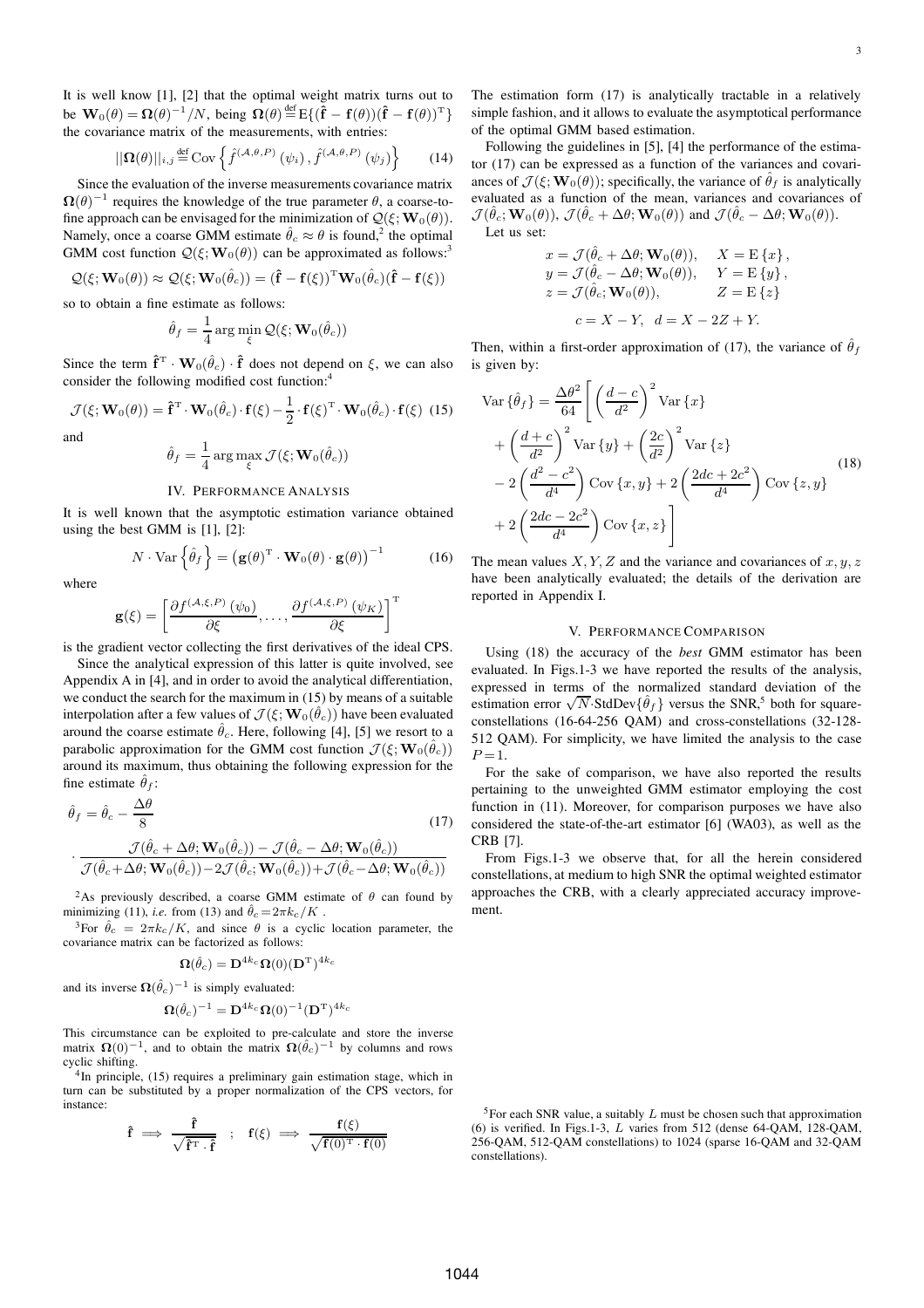It is well know [1], [2] that the optimal weight matrix turns out to be $\mathbf{W}_0(\theta) = \mathbf{\Omega}(\theta)^{-1}/N$, being $\mathbf{\Omega}(\theta) \stackrel{\text{def}}{=} \mathrm{E}\{(\hat{\mathbf{f}} - \mathbf{f}(\theta))(\hat{\mathbf{f}} - \mathbf{f}(\theta))^{\mathrm{T}}\}$ the covariance matrix of the measurements, with entries:

$$||\mathbf{\Omega}(\theta)||_{i,j} \stackrel{\text{def}}{=} \mathrm{Cov}\left\{ \hat{f}^{(\mathcal{A},\theta,P)}(\psi_i), \hat{f}^{(\mathcal{A},\theta,P)}(\psi_j) \right\} \tag{14}$$

Since the evaluation of the inverse measurements covariance matrix $\mathbf{\Omega}(\theta)^{-1}$ requires the knowledge of the true parameter $\theta$, a coarse-to-fine approach can be envisaged for the minimization of $\mathcal{Q}(\xi; \mathbf{W}_0(\theta))$. Namely, once a coarse GMM estimate $\hat{\theta}_c \approx \theta$ is found,[2] the optimal GMM cost function $\mathcal{Q}(\xi; \mathbf{W}_0(\theta))$ can be approximated as follows:[3]

$$\mathcal{Q}(\xi; \mathbf{W}_0(\theta)) \approx \mathcal{Q}(\xi; \mathbf{W}_0(\hat{\theta}_c)) = (\hat{\mathbf{f}} - \mathbf{f}(\xi))^{\mathrm{T}} \mathbf{W}_0(\hat{\theta}_c)(\hat{\mathbf{f}} - \mathbf{f}(\xi))$$

so to obtain a fine estimate as follows:

$$\hat{\theta}_f = \frac{1}{4} \arg\min_{\xi} \mathcal{Q}(\xi; \mathbf{W}_0(\hat{\theta}_c))$$

Since the term $\hat{\mathbf{f}}^{\mathrm{T}} \cdot \mathbf{W}_0(\hat{\theta}_c) \cdot \hat{\mathbf{f}}$ does not depend on $\xi$, we can also consider the following modified cost function:[4]

$$\mathcal{J}(\xi; \mathbf{W}_0(\theta)) = \hat{\mathbf{f}}^{\mathrm{T}} \cdot \mathbf{W}_0(\hat{\theta}_c) \cdot \mathbf{f}(\xi) - \frac{1}{2} \cdot \mathbf{f}(\xi)^{\mathrm{T}} \cdot \mathbf{W}_0(\hat{\theta}_c) \cdot \mathbf{f}(\xi) \tag{15}$$

and

$$\hat{\theta}_f = \frac{1}{4} \arg\max_{\xi} \mathcal{J}(\xi; \mathbf{W}_0(\hat{\theta}_c))$$

## IV. Performance Analysis

It is well known that the asymptotic estimation variance obtained using the best GMM is [1], [2]:

$$N \cdot \mathrm{Var}\left\{ \hat{\theta}_f \right\} = \left( \mathbf{g}(\theta)^{\mathrm{T}} \cdot \mathbf{W}_0(\theta) \cdot \mathbf{g}(\theta) \right)^{-1} \tag{16}$$

where

$$\mathbf{g}(\xi) = \left[ \frac{\partial f^{(\mathcal{A},\xi,P)}(\psi_0)}{\partial \xi}, \ldots, \frac{\partial f^{(\mathcal{A},\xi,P)}(\psi_K)}{\partial \xi} \right]^{\mathrm{T}}$$

is the gradient vector collecting the first derivatives of the ideal CPS.

Since the analytical expression of this latter is quite involved, see Appendix A in [4], and in order to avoid the analytical differentiation, we conduct the search for the maximum in (15) by means of a suitable interpolation after a few values of $\mathcal{J}(\xi; \mathbf{W}_0(\hat{\theta}_c))$ have been evaluated around the coarse estimate $\hat{\theta}_c$. Here, following [4], [5] we resort to a parabolic approximation for the GMM cost function $\mathcal{J}(\xi; \mathbf{W}_0(\hat{\theta}_c))$ around its maximum, thus obtaining the following expression for the fine estimate $\hat{\theta}_f$:

$$\hat{\theta}_f = \hat{\theta}_c - \frac{\Delta\theta}{8} \cdot \frac{\mathcal{J}(\hat{\theta}_c + \Delta\theta; \mathbf{W}_0(\hat{\theta}_c)) - \mathcal{J}(\hat{\theta}_c - \Delta\theta; \mathbf{W}_0(\hat{\theta}_c))}{\mathcal{J}(\hat{\theta}_c + \Delta\theta; \mathbf{W}_0(\hat{\theta}_c)) - 2\mathcal{J}(\hat{\theta}_c; \mathbf{W}_0(\hat{\theta}_c)) + \mathcal{J}(\hat{\theta}_c - \Delta\theta; \mathbf{W}_0(\hat{\theta}_c))} \tag{17}$$

[2] As previously described, a coarse GMM estimate of $\theta$ can found by minimizing (11), *i.e.* from (13) and $\hat{\theta}_c = 2\pi k_c/K$ .

[3] For $\hat{\theta}_c = 2\pi k_c/K$, and since $\theta$ is a cyclic location parameter, the covariance matrix can be factorized as follows:

$$\mathbf{\Omega}(\hat{\theta}_c) = \mathbf{D}^{4k_c} \mathbf{\Omega}(0) (\mathbf{D}^{\mathrm{T}})^{4k_c}$$

and its inverse $\mathbf{\Omega}(\hat{\theta}_c)^{-1}$ is simply evaluated:

$$\mathbf{\Omega}(\hat{\theta}_c)^{-1} = \mathbf{D}^{4k_c} \mathbf{\Omega}(0)^{-1} (\mathbf{D}^{\mathrm{T}})^{4k_c}$$

This circumstance can be exploited to pre-calculate and store the inverse matrix $\mathbf{\Omega}(0)^{-1}$, and to obtain the matrix $\mathbf{\Omega}(\hat{\theta}_c)^{-1}$ by columns and rows cyclic shifting.

[4] In principle, (15) requires a preliminary gain estimation stage, which in turn can be substituted by a proper normalization of the CPS vectors, for instance:

$$\hat{\mathbf{f}} \implies \frac{\hat{\mathbf{f}}}{\sqrt{\hat{\mathbf{f}}^{\mathrm{T}} \cdot \hat{\mathbf{f}}}} \quad ; \quad \mathbf{f}(\xi) \implies \frac{\mathbf{f}(\xi)}{\sqrt{\mathbf{f}(0)^{\mathrm{T}} \cdot \mathbf{f}(0)}}$$

The estimation form (17) is analytically tractable in a relatively simple fashion, and it allows to evaluate the asymptotical performance of the optimal GMM based estimation.

Following the guidelines in [5], [4] the performance of the estimator (17) can be expressed as a function of the variances and covariances of $\mathcal{J}(\xi; \mathbf{W}_0(\theta))$; specifically, the variance of $\hat{\theta}_f$ is analytically evaluated as a function of the mean, variances and covariances of $\mathcal{J}(\hat{\theta}_c; \mathbf{W}_0(\theta))$, $\mathcal{J}(\hat{\theta}_c + \Delta\theta; \mathbf{W}_0(\theta))$ and $\mathcal{J}(\hat{\theta}_c - \Delta\theta; \mathbf{W}_0(\theta))$.

Let us set:

$$\begin{aligned}
x &= \mathcal{J}(\hat{\theta}_c + \Delta\theta; \mathbf{W}_0(\theta)), \quad & X &= \mathrm{E}\{x\}, \\
y &= \mathcal{J}(\hat{\theta}_c - \Delta\theta; \mathbf{W}_0(\theta)), \quad & Y &= \mathrm{E}\{y\}, \\
z &= \mathcal{J}(\hat{\theta}_c; \mathbf{W}_0(\theta)), \quad & Z &= \mathrm{E}\{z\}
\end{aligned}$$

$$c = X - Y, \quad d = X - 2Z + Y.$$

Then, within a first-order approximation of (17), the variance of $\hat{\theta}_f$ is given by:

$$\begin{aligned}
\mathrm{Var}\{\hat{\theta}_f\} = \frac{\Delta\theta^2}{64} \Bigg[ & \left(\frac{d-c}{d^2}\right)^2 \mathrm{Var}\{x\} \\
& + \left(\frac{d+c}{d^2}\right)^2 \mathrm{Var}\{y\} + \left(\frac{2c}{d^2}\right)^2 \mathrm{Var}\{z\} \\
& - 2\left(\frac{d^2-c^2}{d^4}\right) \mathrm{Cov}\{x,y\} + 2\left(\frac{2dc+2c^2}{d^4}\right) \mathrm{Cov}\{z,y\} \\
& + 2\left(\frac{2dc-2c^2}{d^4}\right) \mathrm{Cov}\{x,z\} \Bigg]
\end{aligned} \tag{18}$$

The mean values $X, Y, Z$ and the variance and covariances of $x, y, z$ have been analytically evaluated; the details of the derivation are reported in Appendix I.

## V. Performance Comparison

Using (18) the accuracy of the *best* GMM estimator has been evaluated. In Figs.1-3 we have reported the results of the analysis, expressed in terms of the normalized standard deviation of the estimation error $\sqrt{N} \cdot \mathrm{StdDev}\{\hat{\theta}_f\}$ versus the SNR,[5] both for square-constellations (16-64-256 QAM) and cross-constellations (32-128-512 QAM). For simplicity, we have limited the analysis to the case $P = 1$.

For the sake of comparison, we have also reported the results pertaining to the unweighted GMM estimator employing the cost function in (11). Moreover, for comparison purposes we have also considered the state-of-the-art estimator [6] (WA03), as well as the CRB [7].

From Figs.1-3 we observe that, for all the herein considered constellations, at medium to high SNR the optimal weighted estimator approaches the CRB, with a clearly appreciated accuracy improvement.

[5] For each SNR value, a suitably $L$ must be chosen such that approximation (6) is verified. In Figs.1-3, $L$ varies from 512 (dense 64-QAM, 128-QAM, 256-QAM, 512-QAM constellations) to 1024 (sparse 16-QAM and 32-QAM constellations).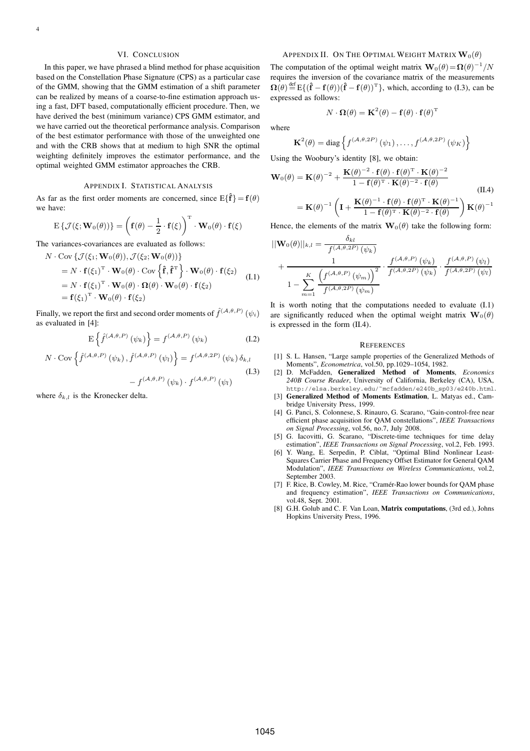## VI. Conclusion

In this paper, we have phrased a blind method for phase acquisition based on the Constellation Phase Signature (CPS) as a particular case of the GMM, showing that the GMM estimation of a shift parameter can be realized by means of a coarse-to-fine estimation approach using a fast, DFT based, computationally efficient procedure. Then, we have derived the best (minimum variance) CPS GMM estimator, and we have carried out the theoretical performance analysis. Comparison of the best estimator performance with those of the unweighted one and with the CRB shows that at medium to high SNR the optimal weighting definitely improves the estimator performance, and the optimal weighted GMM estimator approaches the CRB.

## Appendix I. Statistical Analysis

As far as the first order moments are concerned, since $\mathrm{E}\{\hat{\mathbf{f}}\} = \mathbf{f}(\theta)$ we have:

$$\mathrm{E}\left\{\mathcal{J}(\xi; \mathbf{W}_0(\theta))\right\} = \left(\mathbf{f}(\theta) - \frac{1}{2}\cdot\mathbf{f}(\xi)\right)^{\mathrm{T}} \cdot \mathbf{W}_0(\theta)\cdot\mathbf{f}(\xi)$$

The variances-covariances are evaluated as follows:

$$\begin{aligned} &N\cdot \mathrm{Cov}\left\{\mathcal{J}(\xi_1;\mathbf{W}_0(\theta)), \mathcal{J}(\xi_2;\mathbf{W}_0(\theta))\right\} \\ &= N\cdot \mathbf{f}(\xi_1)^{\mathrm{T}}\cdot\mathbf{W}_0(\theta)\cdot \mathrm{Cov}\left\{\hat{\mathbf{f}}, \hat{\mathbf{f}}^{\mathrm{T}}\right\}\cdot\mathbf{W}_0(\theta)\cdot\mathbf{f}(\xi_2) \\ &= N\cdot \mathbf{f}(\xi_1)^{\mathrm{T}}\cdot\mathbf{W}_0(\theta)\cdot\mathbf{\Omega}(\theta)\cdot\mathbf{W}_0(\theta)\cdot\mathbf{f}(\xi_2) \\ &= \mathbf{f}(\xi_1)^{\mathrm{T}}\cdot\mathbf{W}_0(\theta)\cdot\mathbf{f}(\xi_2) \end{aligned} \tag{I.1}$$

Finally, we report the first and second order moments of $\hat{f}^{(\mathcal{A},\theta,P)}(\psi_i)$ as evaluated in [4]:

$$\mathrm{E}\left\{\hat{f}^{(\mathcal{A},\theta,P)}(\psi_k)\right\} = f^{(\mathcal{A},\theta,P)}(\psi_k) \tag{I.2}$$

$$\begin{aligned} N\cdot \mathrm{Cov}\left\{\hat{f}^{(\mathcal{A},\theta,P)}(\psi_k), \hat{f}^{(\mathcal{A},\theta,P)}(\psi_l)\right\} &= f^{(\mathcal{A},\theta,2P)}(\psi_k)\,\delta_{k,l} \\ &\quad - f^{(\mathcal{A},\theta,P)}(\psi_k)\cdot f^{(\mathcal{A},\theta,P)}(\psi_l) \end{aligned} \tag{I.3}$$

where $\delta_{k,l}$ is the Kronecker delta.

## Appendix II. On The Optimal Weight Matrix $\mathbf{W}_0(\theta)$

The computation of the optimal weight matrix $\mathbf{W}_0(\theta) = \mathbf{\Omega}(\theta)^{-1}/N$ requires the inversion of the covariance matrix of the measurements $\mathbf{\Omega}(\theta) \stackrel{\text{def}}{=} \mathrm{E}\{(\hat{\mathbf{f}} - \mathbf{f}(\theta))(\hat{\mathbf{f}} - \mathbf{f}(\theta))^{\mathrm{T}}\}$, which, according to (I.3), can be expressed as follows:

$$N\cdot\mathbf{\Omega}(\theta) = \mathbf{K}^2(\theta) - \mathbf{f}(\theta)\cdot\mathbf{f}(\theta)^{\mathrm{T}}$$

where

$$\mathbf{K}^2(\theta) = \mathrm{diag}\left\{f^{(\mathcal{A},\theta,2P)}(\psi_1), \ldots, f^{(\mathcal{A},\theta,2P)}(\psi_K)\right\}$$

Using the Woobury's identity [8], we obtain:

$$\begin{aligned} \mathbf{W}_0(\theta) &= \mathbf{K}(\theta)^{-2} + \frac{\mathbf{K}(\theta)^{-2}\cdot\mathbf{f}(\theta)\cdot\mathbf{f}(\theta)^{\mathrm{T}}\cdot\mathbf{K}(\theta)^{-2}}{1 - \mathbf{f}(\theta)^{\mathrm{T}}\cdot\mathbf{K}(\theta)^{-2}\cdot\mathbf{f}(\theta)} \\ &= \mathbf{K}(\theta)^{-1}\left(\mathbf{I} + \frac{\mathbf{K}(\theta)^{-1}\cdot\mathbf{f}(\theta)\cdot\mathbf{f}(\theta)^{\mathrm{T}}\cdot\mathbf{K}(\theta)^{-1}}{1 - \mathbf{f}(\theta)^{\mathrm{T}}\cdot\mathbf{K}(\theta)^{-2}\cdot\mathbf{f}(\theta)}\right)\mathbf{K}(\theta)^{-1} \end{aligned} \tag{II.4}$$

Hence, the elements of the matrix $\mathbf{W}_0(\theta)$ take the following form:

$$\begin{aligned} ||\mathbf{W}_0(\theta)||_{k,l} &= \frac{\delta_{kl}}{f^{(\mathcal{A},\theta,2P)}(\psi_k)} \\ &+ \frac{1}{1 - \sum_{m=1}^{K}\frac{\left(f^{(\mathcal{A},\theta,P)}(\psi_m)\right)^2}{f^{(\mathcal{A},\theta,2P)}(\psi_m)}}\cdot\frac{f^{(\mathcal{A},\theta,P)}(\psi_k)}{f^{(\mathcal{A},\theta,2P)}(\psi_k)}\cdot\frac{f^{(\mathcal{A},\theta,P)}(\psi_l)}{f^{(\mathcal{A},\theta,2P)}(\psi_l)} \end{aligned}$$

It is worth noting that the computations needed to evaluate (I.1) are significantly reduced when the optimal weight matrix $\mathbf{W}_0(\theta)$ is expressed in the form (II.4).

## References

[1] S. L. Hansen, "Large sample properties of the Generalized Methods of Moments", *Econometrica*, vol.50, pp.1029–1054, 1982.

[2] D. McFadden, **Generalized Method of Moments**, *Economics 240B Course Reader*, University of California, Berkeley (CA), USA, http://elsa.berkeley.edu/~mcfadden/e240b_sp03/e240b.html.

[3] **Generalized Method of Moments Estimation**, L. Matyas ed., Cambridge University Press, 1999.

[4] G. Panci, S. Colonnese, S. Rinauro, G. Scarano, "Gain-control-free near efficient phase acquisition for QAM constellations", *IEEE Transactions on Signal Processing*, vol.56, no.7, July 2008.

[5] G. Iacovitti, G. Scarano, "Discrete-time techniques for time delay estimation", *IEEE Transactions on Signal Processing*, vol.2, Feb. 1993.

[6] Y. Wang, E. Serpedin, P. Ciblat, "Optimal Blind Nonlinear Least-Squares Carrier Phase and Frequency Offset Estimator for General QAM Modulation", *IEEE Transactions on Wireless Communications*, vol.2, September 2003.

[7] F. Rice, B. Cowley, M. Rice, "Cramér-Rao lower bounds for QAM phase and frequency estimation", *IEEE Transactions on Communications*, vol.48, Sept. 2001.

[8] G.H. Golub and C. F. Van Loan, **Matrix computations**, (3rd ed.), Johns Hopkins University Press, 1996.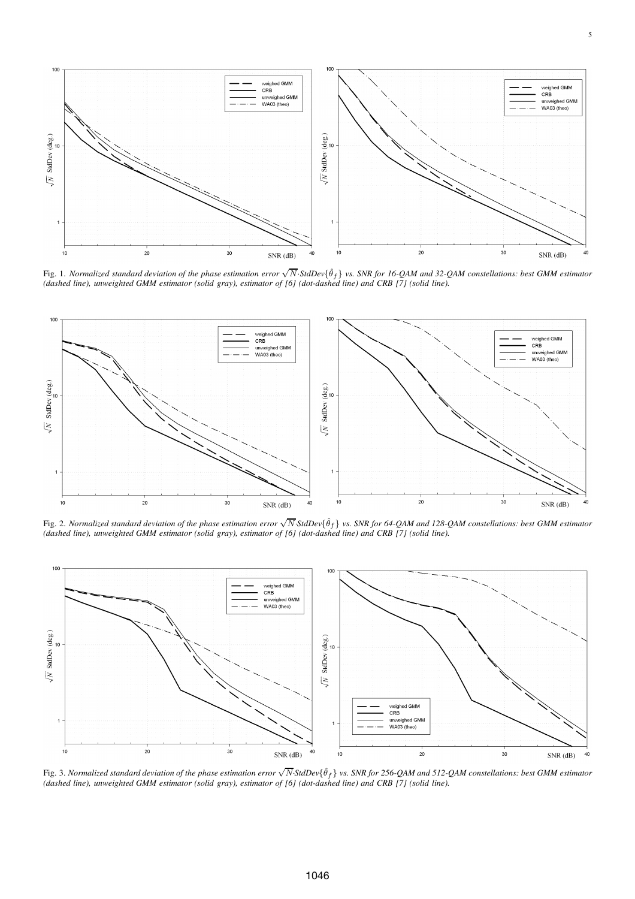weighed GMM
CRB
unweighed GMM
WA03 (theo)

$\sqrt{N}$ StdDev (deg.)

SNR (dB)

Fig. 1. *Normalized standard deviation of the phase estimation error $\sqrt{N}\cdot StdDev\{\hat{\theta}_f\}$ vs. SNR for 16-QAM and 32-QAM constellations: best GMM estimator (dashed line), unweighted GMM estimator (solid gray), estimator of [6] (dot-dashed line) and CRB [7] (solid line).*

weighed GMM
CRB
unweighed GMM
WA03 (theo)

$\sqrt{N}$ StdDev (deg.)

SNR (dB)

Fig. 2. *Normalized standard deviation of the phase estimation error $\sqrt{N}\cdot StdDev\{\hat{\theta}_f\}$ vs. SNR for 64-QAM and 128-QAM constellations: best GMM estimator (dashed line), unweighted GMM estimator (solid gray), estimator of [6] (dot-dashed line) and CRB [7] (solid line).*

weighed GMM
CRB
unweighed GMM
WA03 (theo)

$\sqrt{N}$ StdDev (deg.)

SNR (dB)

Fig. 3. *Normalized standard deviation of the phase estimation error $\sqrt{N}\cdot StdDev\{\hat{\theta}_f\}$ vs. SNR for 256-QAM and 512-QAM constellations: best GMM estimator (dashed line), unweighted GMM estimator (solid gray), estimator of [6] (dot-dashed line) and CRB [7] (solid line).*